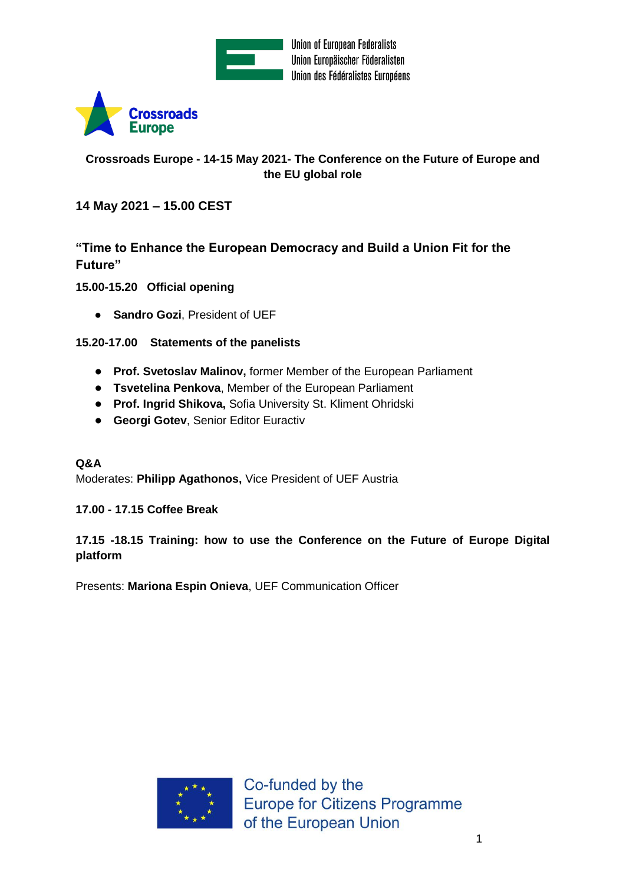Union of European Federalists
Union Europäischer Föderalisten
Union des Fédéralistes Européens

Crossroads Europe

**Crossroads Europe - 14-15 May 2021- The Conference on the Future of Europe and the EU global role**

## 14 May 2021 – 15.00 CEST

### “Time to Enhance the European Democracy and Build a Union Fit for the Future”

**15.00-15.20 Official opening**

- **Sandro Gozi**, President of UEF

**15.20-17.00 Statements of the panelists**

- **Prof. Svetoslav Malinov,** former Member of the European Parliament
- **Tsvetelina Penkova**, Member of the European Parliament
- **Prof. Ingrid Shikova,** Sofia University St. Kliment Ohridski
- **Georgi Gotev**, Senior Editor Euractiv

**Q&A**

Moderates: **Philipp Agathonos,** Vice President of UEF Austria

**17.00 - 17.15 Coffee Break**

**17.15 -18.15 Training: how to use the Conference on the Future of Europe Digital platform**

Presents: **Mariona Espin Onieva**, UEF Communication Officer

Co-funded by the Europe for Citizens Programme of the European Union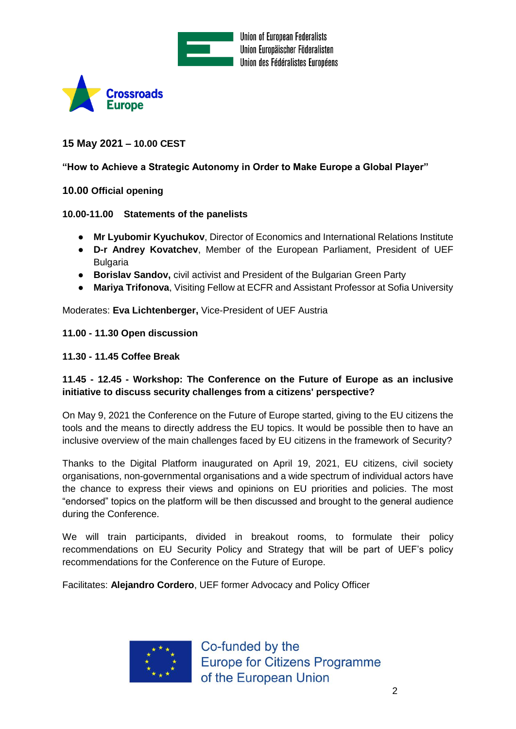Union of European Federalists
Union Europäischer Föderalisten
Union des Fédéralistes Européens

Crossroads Europe

**15 May 2021 – 10.00 CEST**

**"How to Achieve a Strategic Autonomy in Order to Make Europe a Global Player"**

**10.00 Official opening**

**10.00-11.00 Statements of the panelists**

- **Mr Lyubomir Kyuchukov**, Director of Economics and International Relations Institute
- **D-r Andrey Kovatchev**, Member of the European Parliament, President of UEF Bulgaria
- **Borislav Sandov,** civil activist and President of the Bulgarian Green Party
- **Mariya Trifonova**, Visiting Fellow at ECFR and Assistant Professor at Sofia University

Moderates: **Eva Lichtenberger,** Vice-President of UEF Austria

**11.00 - 11.30 Open discussion**

**11.30 - 11.45 Coffee Break**

**11.45 - 12.45 - Workshop: The Conference on the Future of Europe as an inclusive initiative to discuss security challenges from a citizens' perspective?**

On May 9, 2021 the Conference on the Future of Europe started, giving to the EU citizens the tools and the means to directly address the EU topics. It would be possible then to have an inclusive overview of the main challenges faced by EU citizens in the framework of Security?

Thanks to the Digital Platform inaugurated on April 19, 2021, EU citizens, civil society organisations, non-governmental organisations and a wide spectrum of individual actors have the chance to express their views and opinions on EU priorities and policies. The most "endorsed" topics on the platform will be then discussed and brought to the general audience during the Conference.

We will train participants, divided in breakout rooms, to formulate their policy recommendations on EU Security Policy and Strategy that will be part of UEF's policy recommendations for the Conference on the Future of Europe.

Facilitates: **Alejandro Cordero**, UEF former Advocacy and Policy Officer

Co-funded by the
Europe for Citizens Programme
of the European Union